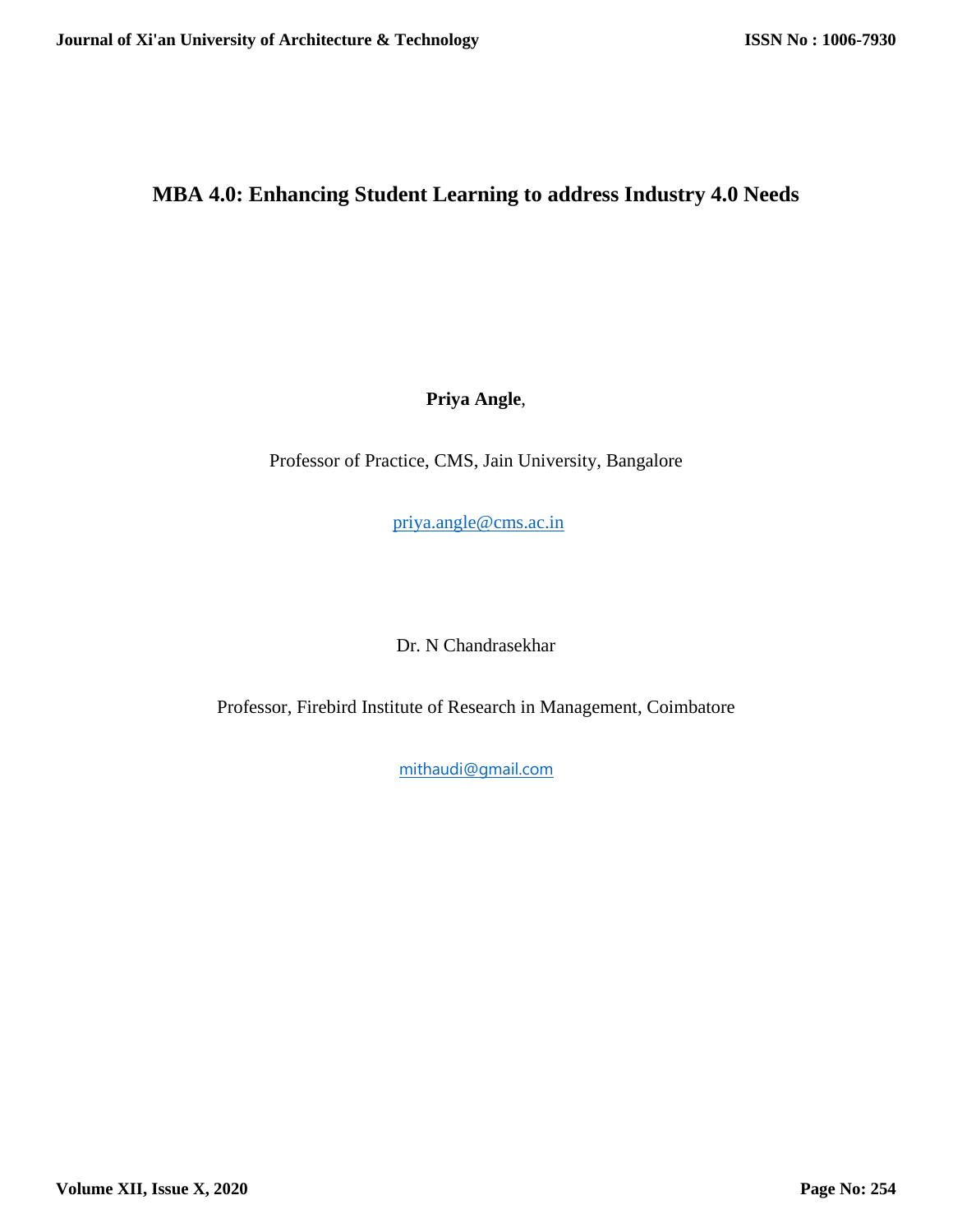# MBA 4.0: Enhancing Student Learning to address Industry 4.0 Needs

**Priya Angle**,

Professor of Practice, CMS, Jain University, Bangalore

priya.angle@cms.ac.in

Dr. N Chandrasekhar

Professor, Firebird Institute of Research in Management, Coimbatore

mithaudi@gmail.com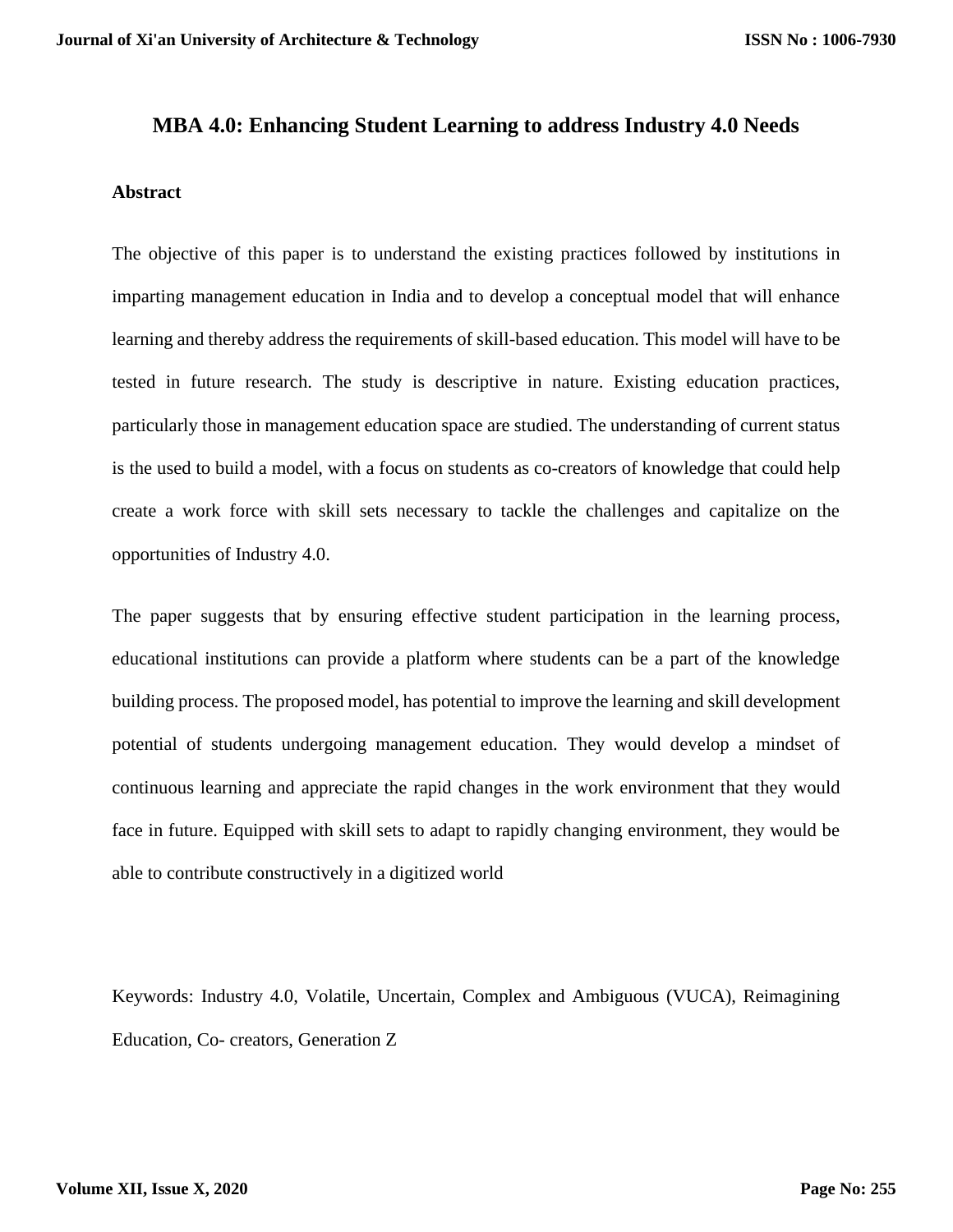# MBA 4.0: Enhancing Student Learning to address Industry 4.0 Needs

## Abstract

The objective of this paper is to understand the existing practices followed by institutions in imparting management education in India and to develop a conceptual model that will enhance learning and thereby address the requirements of skill-based education. This model will have to be tested in future research. The study is descriptive in nature. Existing education practices, particularly those in management education space are studied. The understanding of current status is the used to build a model, with a focus on students as co-creators of knowledge that could help create a work force with skill sets necessary to tackle the challenges and capitalize on the opportunities of Industry 4.0.

The paper suggests that by ensuring effective student participation in the learning process, educational institutions can provide a platform where students can be a part of the knowledge building process. The proposed model, has potential to improve the learning and skill development potential of students undergoing management education. They would develop a mindset of continuous learning and appreciate the rapid changes in the work environment that they would face in future. Equipped with skill sets to adapt to rapidly changing environment, they would be able to contribute constructively in a digitized world

Keywords: Industry 4.0, Volatile, Uncertain, Complex and Ambiguous (VUCA), Reimagining Education, Co- creators, Generation Z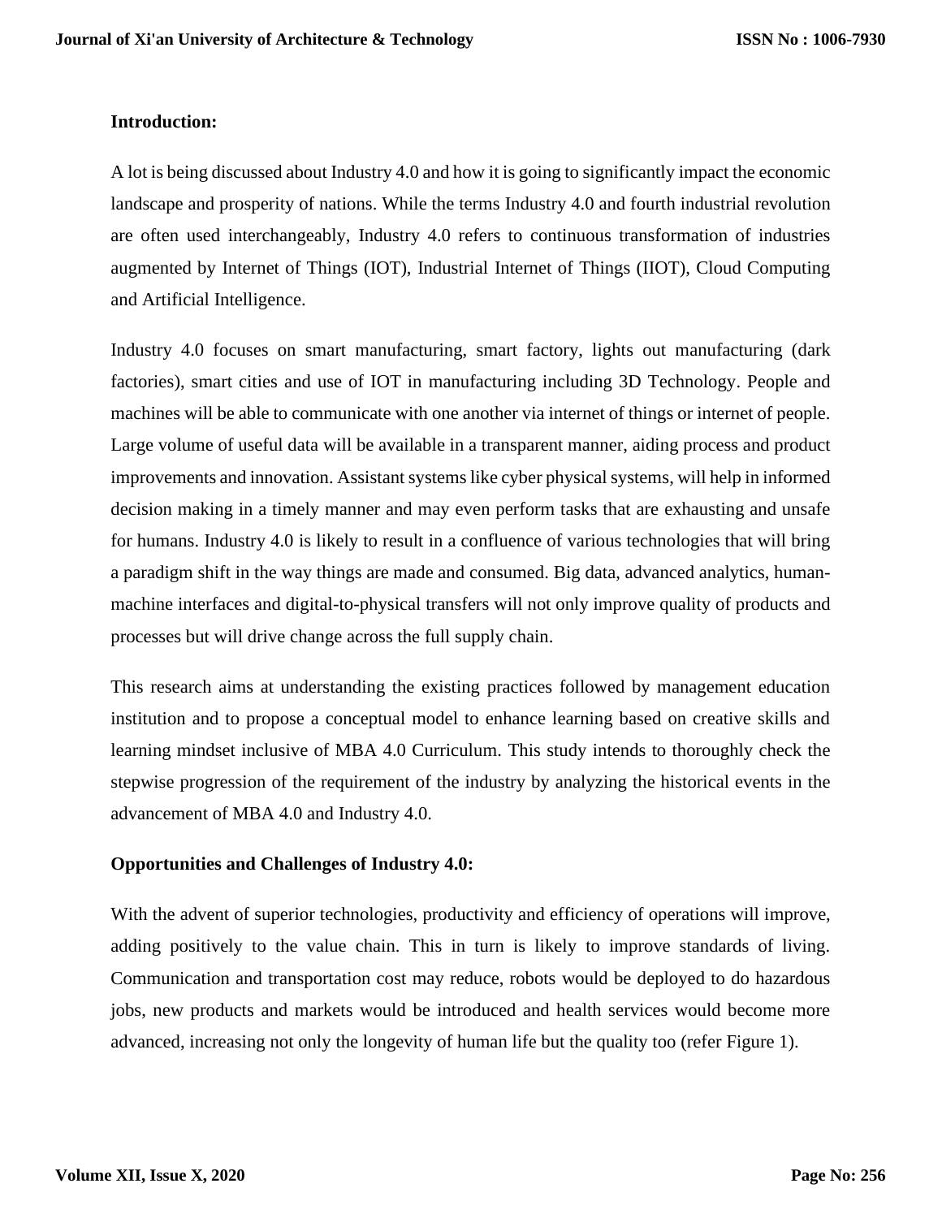**Introduction:**

A lot is being discussed about Industry 4.0 and how it is going to significantly impact the economic landscape and prosperity of nations. While the terms Industry 4.0 and fourth industrial revolution are often used interchangeably, Industry 4.0 refers to continuous transformation of industries augmented by Internet of Things (IOT), Industrial Internet of Things (IIOT), Cloud Computing and Artificial Intelligence.

Industry 4.0 focuses on smart manufacturing, smart factory, lights out manufacturing (dark factories), smart cities and use of IOT in manufacturing including 3D Technology. People and machines will be able to communicate with one another via internet of things or internet of people. Large volume of useful data will be available in a transparent manner, aiding process and product improvements and innovation. Assistant systems like cyber physical systems, will help in informed decision making in a timely manner and may even perform tasks that are exhausting and unsafe for humans. Industry 4.0 is likely to result in a confluence of various technologies that will bring a paradigm shift in the way things are made and consumed. Big data, advanced analytics, human-machine interfaces and digital-to-physical transfers will not only improve quality of products and processes but will drive change across the full supply chain.

This research aims at understanding the existing practices followed by management education institution and to propose a conceptual model to enhance learning based on creative skills and learning mindset inclusive of MBA 4.0 Curriculum. This study intends to thoroughly check the stepwise progression of the requirement of the industry by analyzing the historical events in the advancement of MBA 4.0 and Industry 4.0.

**Opportunities and Challenges of Industry 4.0:**

With the advent of superior technologies, productivity and efficiency of operations will improve, adding positively to the value chain. This in turn is likely to improve standards of living. Communication and transportation cost may reduce, robots would be deployed to do hazardous jobs, new products and markets would be introduced and health services would become more advanced, increasing not only the longevity of human life but the quality too (refer Figure 1).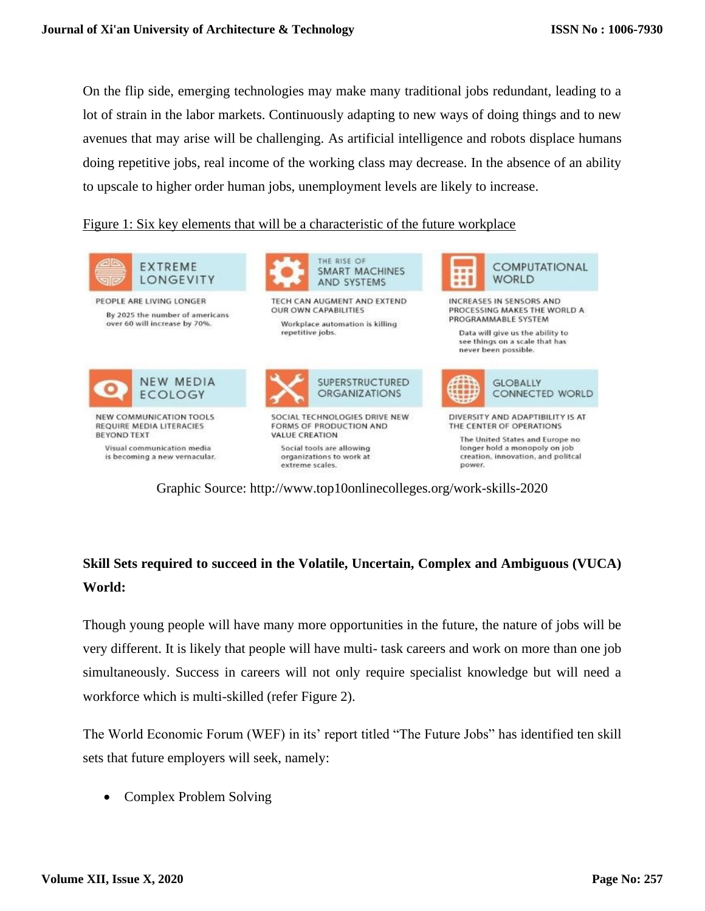On the flip side, emerging technologies may make many traditional jobs redundant, leading to a lot of strain in the labor markets. Continuously adapting to new ways of doing things and to new avenues that may arise will be challenging. As artificial intelligence and robots displace humans doing repetitive jobs, real income of the working class may decrease. In the absence of an ability to upscale to higher order human jobs, unemployment levels are likely to increase.

Figure 1: Six key elements that will be a characteristic of the future workplace

EXTREME LONGEVITY

PEOPLE ARE LIVING LONGER

By 2025 the number of americans over 60 will increase by 70%.

THE RISE OF SMART MACHINES AND SYSTEMS

TECH CAN AUGMENT AND EXTEND OUR OWN CAPABILITIES

Workplace automation is killing repetitive jobs.

COMPUTATIONAL WORLD

INCREASES IN SENSORS AND PROCESSING MAKES THE WORLD A PROGRAMMABLE SYSTEM

Data will give us the ability to see things on a scale that has never been possible.

NEW MEDIA ECOLOGY

NEW COMMUNICATION TOOLS REQUIRE MEDIA LITERACIES BEYOND TEXT

Visual communication media is becoming a new vernacular.

SUPERSTRUCTURED ORGANIZATIONS

SOCIAL TECHNOLOGIES DRIVE NEW FORMS OF PRODUCTION AND VALUE CREATION

Social tools are allowing organizations to work at extreme scales.

GLOBALLY CONNECTED WORLD

DIVERSITY AND ADAPTIBILITY IS AT THE CENTER OF OPERATIONS

The United States and Europe no longer hold a monopoly on job creation, innovation, and politcal power.

Graphic Source: http://www.top10onlinecolleges.org/work-skills-2020

**Skill Sets required to succeed in the Volatile, Uncertain, Complex and Ambiguous (VUCA) World:**

Though young people will have many more opportunities in the future, the nature of jobs will be very different. It is likely that people will have multi- task careers and work on more than one job simultaneously. Success in careers will not only require specialist knowledge but will need a workforce which is multi-skilled (refer Figure 2).

The World Economic Forum (WEF) in its' report titled "The Future Jobs" has identified ten skill sets that future employers will seek, namely:

- Complex Problem Solving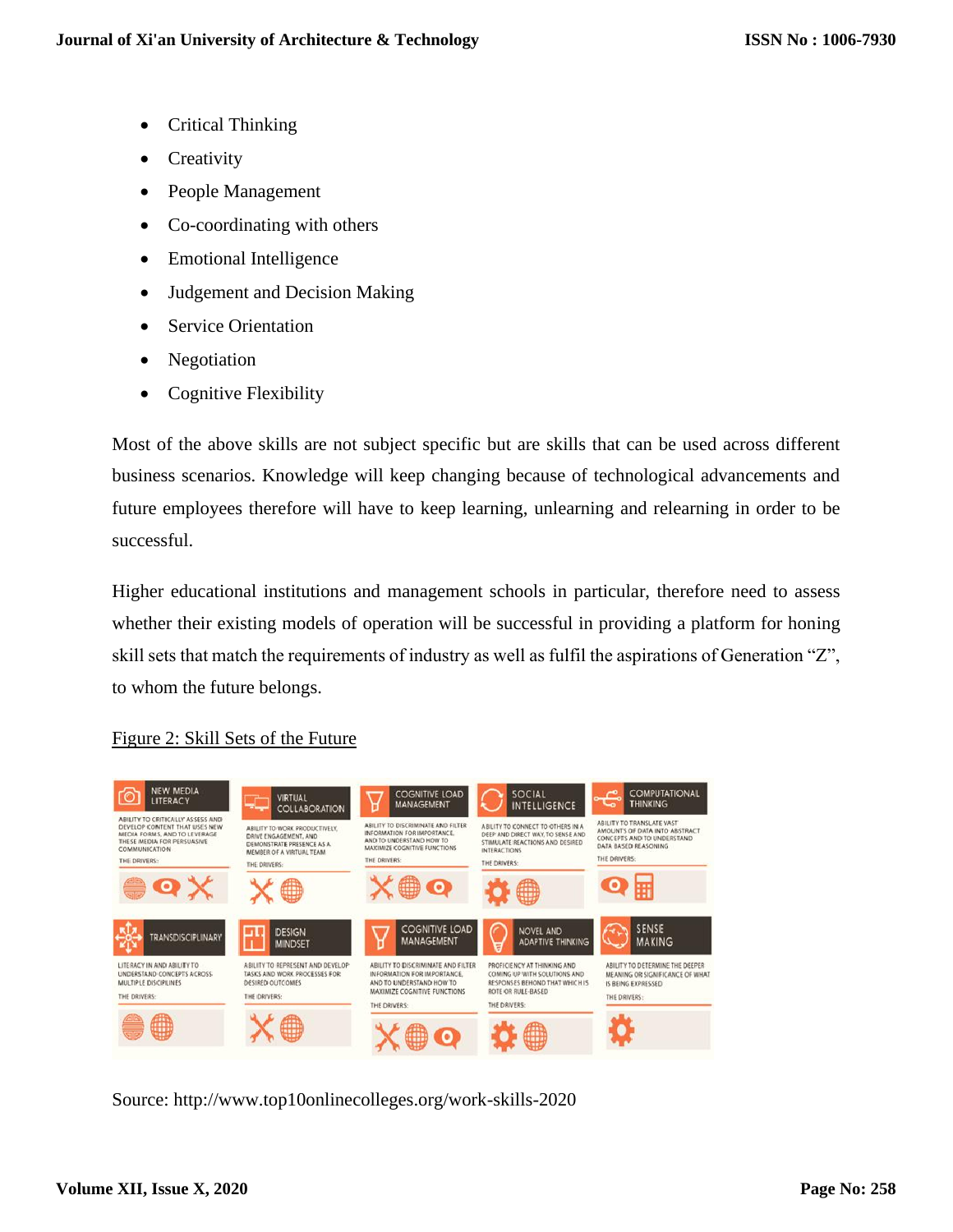- Critical Thinking
- Creativity
- People Management
- Co-coordinating with others
- Emotional Intelligence
- Judgement and Decision Making
- Service Orientation
- Negotiation
- Cognitive Flexibility

Most of the above skills are not subject specific but are skills that can be used across different business scenarios. Knowledge will keep changing because of technological advancements and future employees therefore will have to keep learning, unlearning and relearning in order to be successful.

Higher educational institutions and management schools in particular, therefore need to assess whether their existing models of operation will be successful in providing a platform for honing skill sets that match the requirements of industry as well as fulfil the aspirations of Generation "Z", to whom the future belongs.

Figure 2: Skill Sets of the Future

Source: http://www.top10onlinecolleges.org/work-skills-2020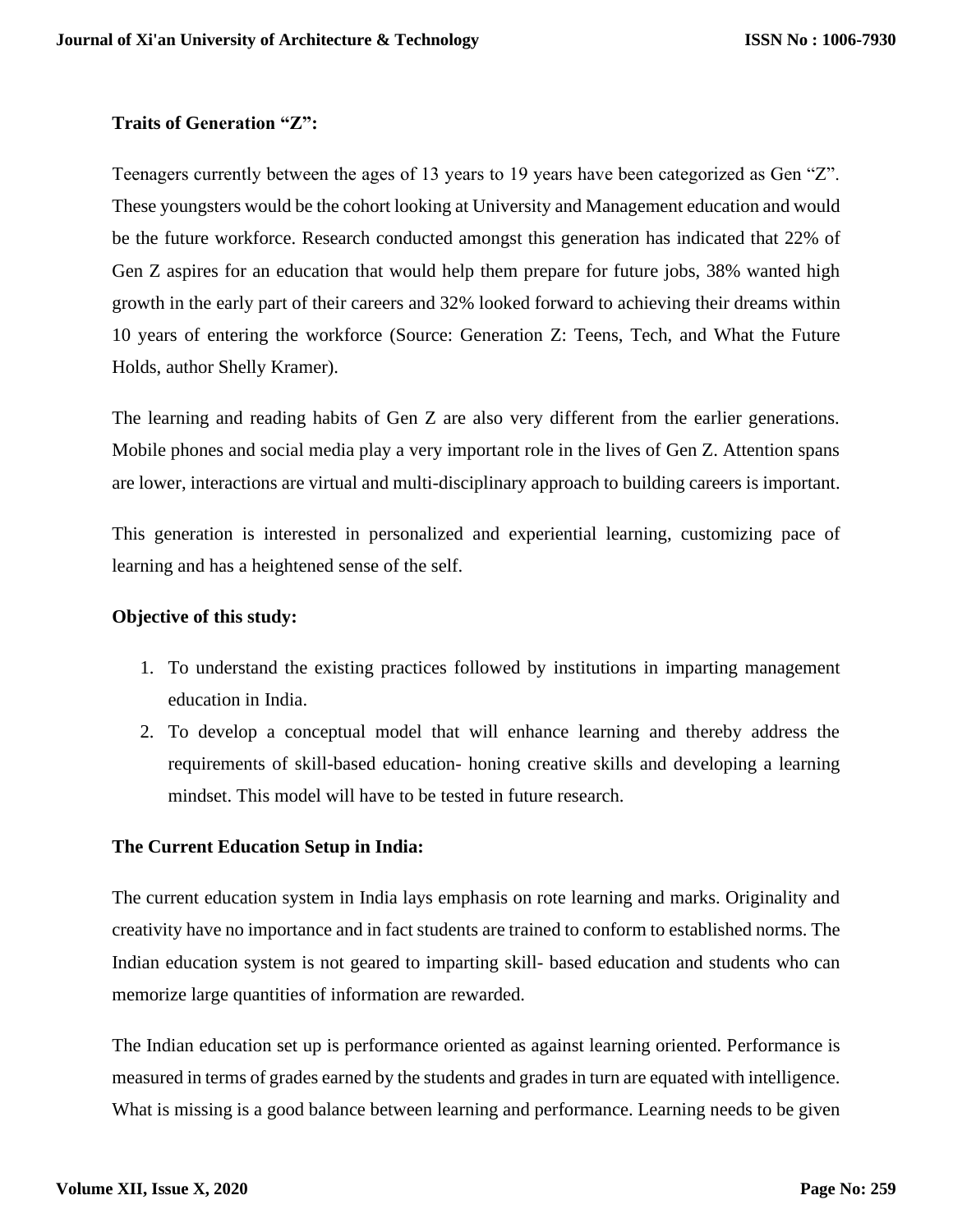**Traits of Generation "Z":**

Teenagers currently between the ages of 13 years to 19 years have been categorized as Gen "Z". These youngsters would be the cohort looking at University and Management education and would be the future workforce. Research conducted amongst this generation has indicated that 22% of Gen Z aspires for an education that would help them prepare for future jobs, 38% wanted high growth in the early part of their careers and 32% looked forward to achieving their dreams within 10 years of entering the workforce (Source: Generation Z: Teens, Tech, and What the Future Holds, author Shelly Kramer).

The learning and reading habits of Gen Z are also very different from the earlier generations. Mobile phones and social media play a very important role in the lives of Gen Z. Attention spans are lower, interactions are virtual and multi-disciplinary approach to building careers is important.

This generation is interested in personalized and experiential learning, customizing pace of learning and has a heightened sense of the self.

**Objective of this study:**

1. To understand the existing practices followed by institutions in imparting management education in India.
2. To develop a conceptual model that will enhance learning and thereby address the requirements of skill-based education- honing creative skills and developing a learning mindset. This model will have to be tested in future research.

**The Current Education Setup in India:**

The current education system in India lays emphasis on rote learning and marks. Originality and creativity have no importance and in fact students are trained to conform to established norms. The Indian education system is not geared to imparting skill- based education and students who can memorize large quantities of information are rewarded.

The Indian education set up is performance oriented as against learning oriented. Performance is measured in terms of grades earned by the students and grades in turn are equated with intelligence. What is missing is a good balance between learning and performance. Learning needs to be given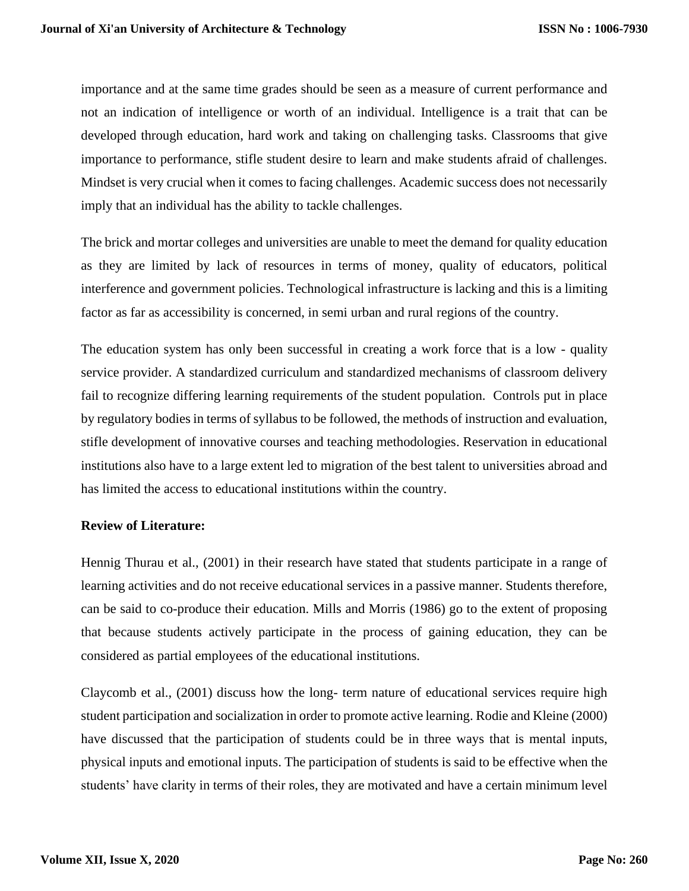importance and at the same time grades should be seen as a measure of current performance and not an indication of intelligence or worth of an individual. Intelligence is a trait that can be developed through education, hard work and taking on challenging tasks. Classrooms that give importance to performance, stifle student desire to learn and make students afraid of challenges. Mindset is very crucial when it comes to facing challenges. Academic success does not necessarily imply that an individual has the ability to tackle challenges.

The brick and mortar colleges and universities are unable to meet the demand for quality education as they are limited by lack of resources in terms of money, quality of educators, political interference and government policies. Technological infrastructure is lacking and this is a limiting factor as far as accessibility is concerned, in semi urban and rural regions of the country.

The education system has only been successful in creating a work force that is a low - quality service provider. A standardized curriculum and standardized mechanisms of classroom delivery fail to recognize differing learning requirements of the student population. Controls put in place by regulatory bodies in terms of syllabus to be followed, the methods of instruction and evaluation, stifle development of innovative courses and teaching methodologies. Reservation in educational institutions also have to a large extent led to migration of the best talent to universities abroad and has limited the access to educational institutions within the country.

**Review of Literature:**

Hennig Thurau et al., (2001) in their research have stated that students participate in a range of learning activities and do not receive educational services in a passive manner. Students therefore, can be said to co-produce their education. Mills and Morris (1986) go to the extent of proposing that because students actively participate in the process of gaining education, they can be considered as partial employees of the educational institutions.

Claycomb et al., (2001) discuss how the long- term nature of educational services require high student participation and socialization in order to promote active learning. Rodie and Kleine (2000) have discussed that the participation of students could be in three ways that is mental inputs, physical inputs and emotional inputs. The participation of students is said to be effective when the students' have clarity in terms of their roles, they are motivated and have a certain minimum level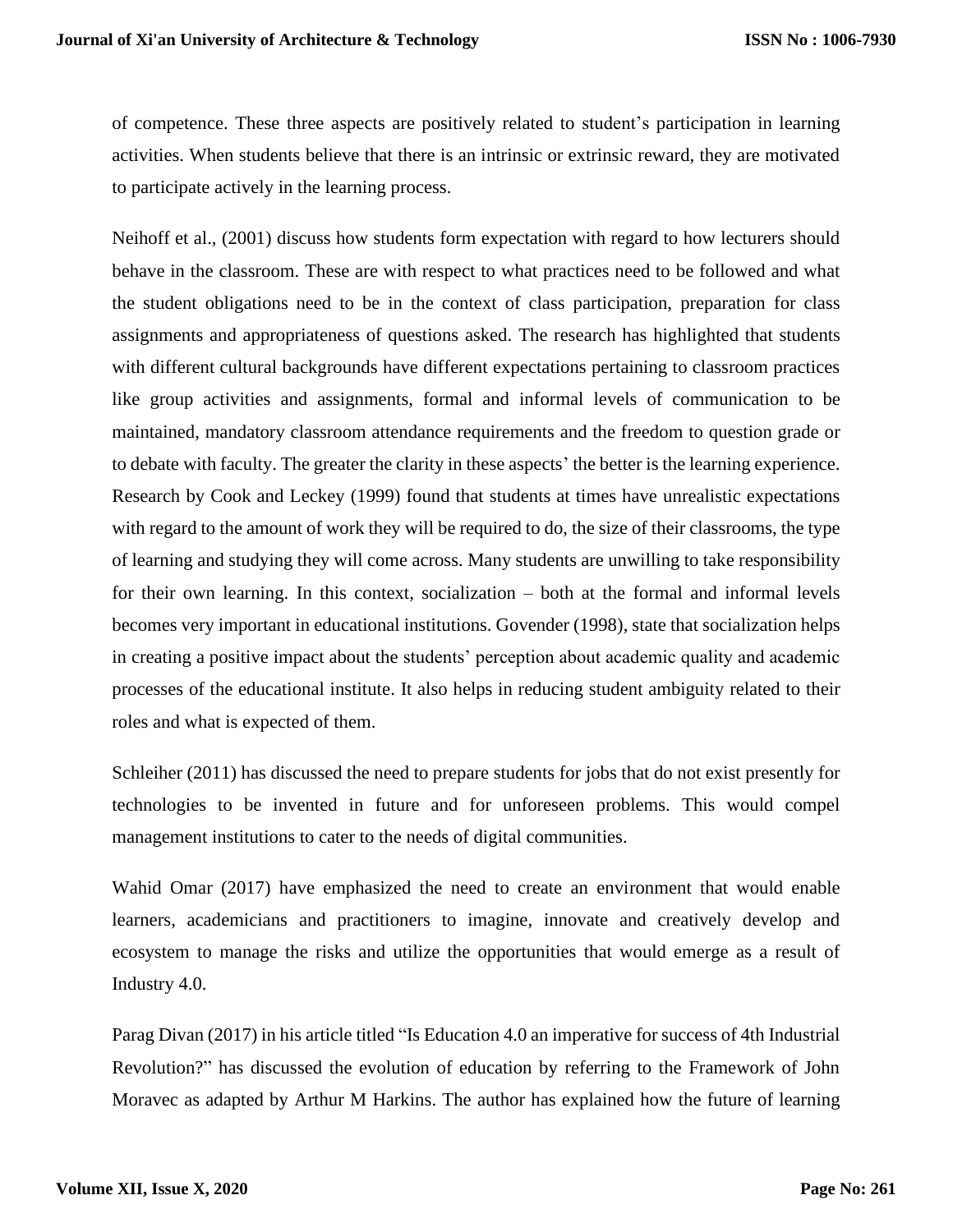of competence. These three aspects are positively related to student's participation in learning activities. When students believe that there is an intrinsic or extrinsic reward, they are motivated to participate actively in the learning process.

Neihoff et al., (2001) discuss how students form expectation with regard to how lecturers should behave in the classroom. These are with respect to what practices need to be followed and what the student obligations need to be in the context of class participation, preparation for class assignments and appropriateness of questions asked. The research has highlighted that students with different cultural backgrounds have different expectations pertaining to classroom practices like group activities and assignments, formal and informal levels of communication to be maintained, mandatory classroom attendance requirements and the freedom to question grade or to debate with faculty. The greater the clarity in these aspects' the better is the learning experience. Research by Cook and Leckey (1999) found that students at times have unrealistic expectations with regard to the amount of work they will be required to do, the size of their classrooms, the type of learning and studying they will come across. Many students are unwilling to take responsibility for their own learning. In this context, socialization – both at the formal and informal levels becomes very important in educational institutions. Govender (1998), state that socialization helps in creating a positive impact about the students' perception about academic quality and academic processes of the educational institute. It also helps in reducing student ambiguity related to their roles and what is expected of them.

Schleiher (2011) has discussed the need to prepare students for jobs that do not exist presently for technologies to be invented in future and for unforeseen problems. This would compel management institutions to cater to the needs of digital communities.

Wahid Omar (2017) have emphasized the need to create an environment that would enable learners, academicians and practitioners to imagine, innovate and creatively develop and ecosystem to manage the risks and utilize the opportunities that would emerge as a result of Industry 4.0.

Parag Divan (2017) in his article titled "Is Education 4.0 an imperative for success of 4th Industrial Revolution?" has discussed the evolution of education by referring to the Framework of John Moravec as adapted by Arthur M Harkins. The author has explained how the future of learning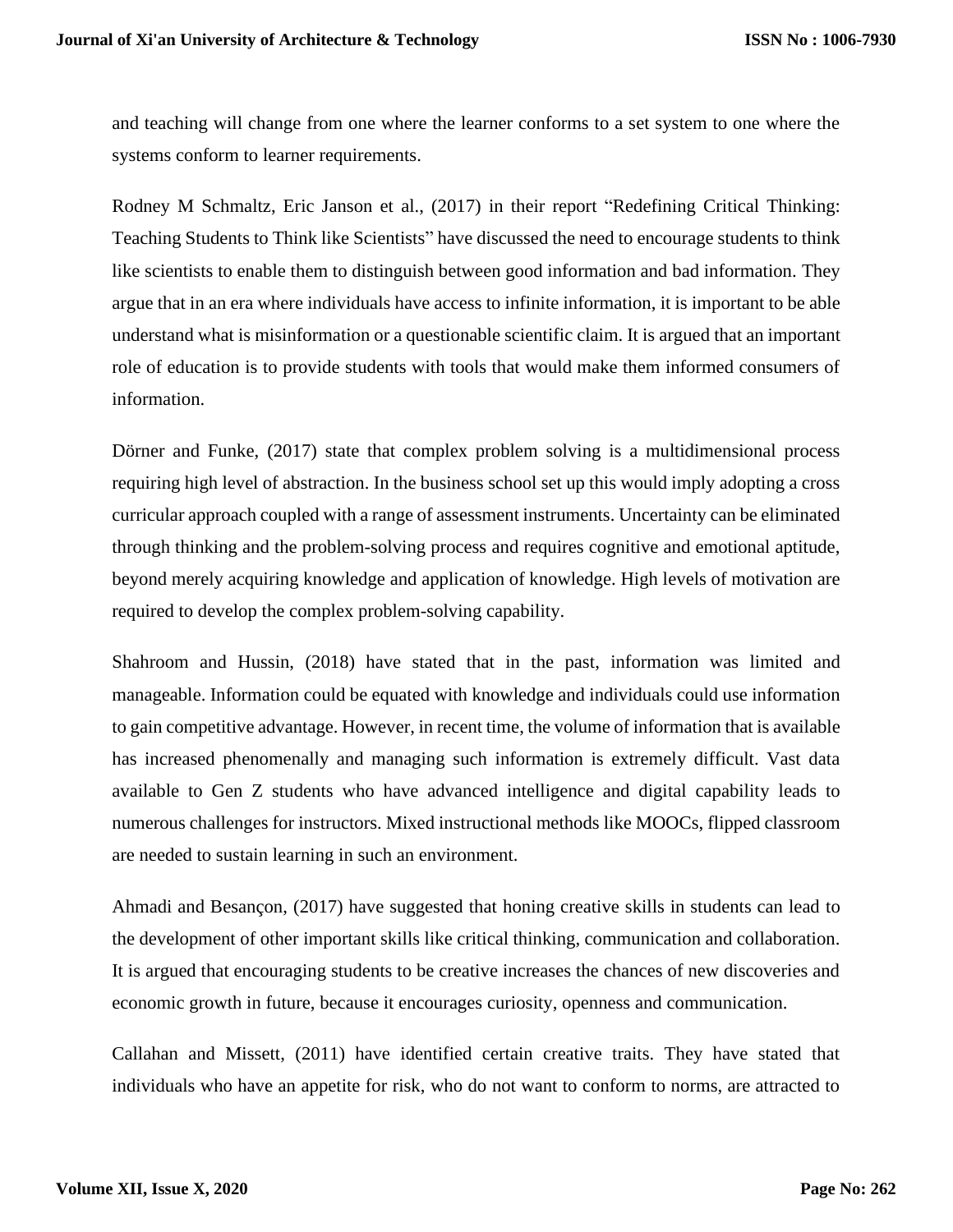and teaching will change from one where the learner conforms to a set system to one where the systems conform to learner requirements.

Rodney M Schmaltz, Eric Janson et al., (2017) in their report “Redefining Critical Thinking: Teaching Students to Think like Scientists” have discussed the need to encourage students to think like scientists to enable them to distinguish between good information and bad information. They argue that in an era where individuals have access to infinite information, it is important to be able understand what is misinformation or a questionable scientific claim. It is argued that an important role of education is to provide students with tools that would make them informed consumers of information.

Dörner and Funke, (2017) state that complex problem solving is a multidimensional process requiring high level of abstraction. In the business school set up this would imply adopting a cross curricular approach coupled with a range of assessment instruments. Uncertainty can be eliminated through thinking and the problem-solving process and requires cognitive and emotional aptitude, beyond merely acquiring knowledge and application of knowledge. High levels of motivation are required to develop the complex problem-solving capability.

Shahroom and Hussin, (2018) have stated that in the past, information was limited and manageable. Information could be equated with knowledge and individuals could use information to gain competitive advantage. However, in recent time, the volume of information that is available has increased phenomenally and managing such information is extremely difficult. Vast data available to Gen Z students who have advanced intelligence and digital capability leads to numerous challenges for instructors. Mixed instructional methods like MOOCs, flipped classroom are needed to sustain learning in such an environment.

Ahmadi and Besançon, (2017) have suggested that honing creative skills in students can lead to the development of other important skills like critical thinking, communication and collaboration. It is argued that encouraging students to be creative increases the chances of new discoveries and economic growth in future, because it encourages curiosity, openness and communication.

Callahan and Missett, (2011) have identified certain creative traits. They have stated that individuals who have an appetite for risk, who do not want to conform to norms, are attracted to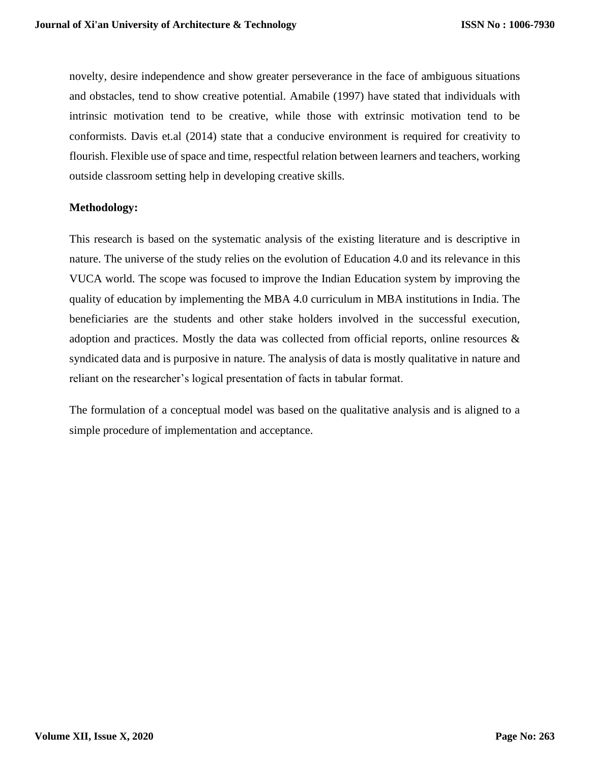novelty, desire independence and show greater perseverance in the face of ambiguous situations and obstacles, tend to show creative potential. Amabile (1997) have stated that individuals with intrinsic motivation tend to be creative, while those with extrinsic motivation tend to be conformists. Davis et.al (2014) state that a conducive environment is required for creativity to flourish. Flexible use of space and time, respectful relation between learners and teachers, working outside classroom setting help in developing creative skills.

**Methodology:**

This research is based on the systematic analysis of the existing literature and is descriptive in nature. The universe of the study relies on the evolution of Education 4.0 and its relevance in this VUCA world. The scope was focused to improve the Indian Education system by improving the quality of education by implementing the MBA 4.0 curriculum in MBA institutions in India. The beneficiaries are the students and other stake holders involved in the successful execution, adoption and practices. Mostly the data was collected from official reports, online resources & syndicated data and is purposive in nature. The analysis of data is mostly qualitative in nature and reliant on the researcher's logical presentation of facts in tabular format.

The formulation of a conceptual model was based on the qualitative analysis and is aligned to a simple procedure of implementation and acceptance.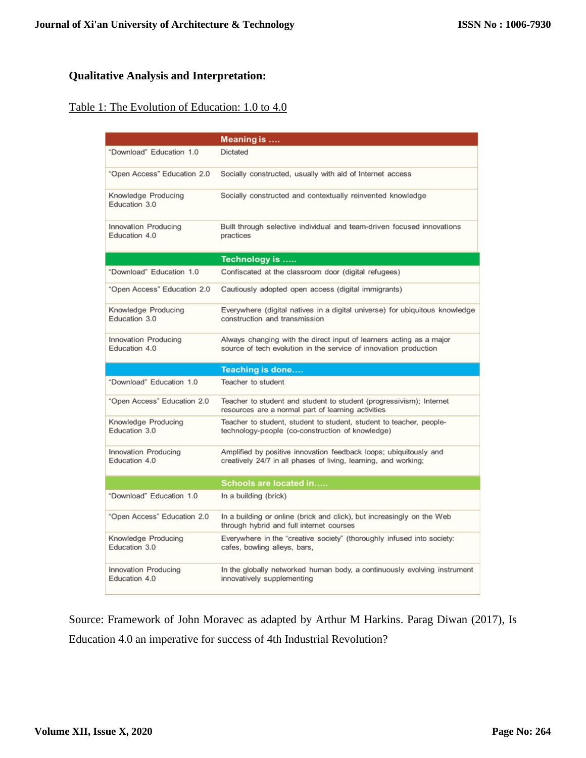**Qualitative Analysis and Interpretation:**

Table 1: The Evolution of Education: 1.0 to 4.0

| | Meaning is .... |
|---|---|
| "Download" Education 1.0 | Dictated |
| "Open Access" Education 2.0 | Socially constructed, usually with aid of Internet access |
| Knowledge Producing Education 3.0 | Socially constructed and contextually reinvented knowledge |
| Innovation Producing Education 4.0 | Built through selective individual and team-driven focused innovations practices |
| | **Technology is .....** |
| "Download" Education 1.0 | Confiscated at the classroom door (digital refugees) |
| "Open Access" Education 2.0 | Cautiously adopted open access (digital immigrants) |
| Knowledge Producing Education 3.0 | Everywhere (digital natives in a digital universe) for ubiquitous knowledge construction and transmission |
| Innovation Producing Education 4.0 | Always changing with the direct input of learners acting as a major source of tech evolution in the service of innovation production |
| | **Teaching is done....** |
| "Download" Education 1.0 | Teacher to student |
| "Open Access" Education 2.0 | Teacher to student and student to student (progressivism); Internet resources are a normal part of learning activities |
| Knowledge Producing Education 3.0 | Teacher to student, student to student, student to teacher, people-technology-people (co-construction of knowledge) |
| Innovation Producing Education 4.0 | Amplified by positive innovation feedback loops; ubiquitously and creatively 24/7 in all phases of living, learning, and working; |
| | **Schools are located in.....** |
| "Download" Education 1.0 | In a building (brick) |
| "Open Access" Education 2.0 | In a building or online (brick and click), but increasingly on the Web through hybrid and full internet courses |
| Knowledge Producing Education 3.0 | Everywhere in the "creative society" (thoroughly infused into society: cafes, bowling alleys, bars, |
| Innovation Producing Education 4.0 | In the globally networked human body, a continuously evolving instrument innovatively supplementing |

Source: Framework of John Moravec as adapted by Arthur M Harkins. Parag Diwan (2017), Is Education 4.0 an imperative for success of 4th Industrial Revolution?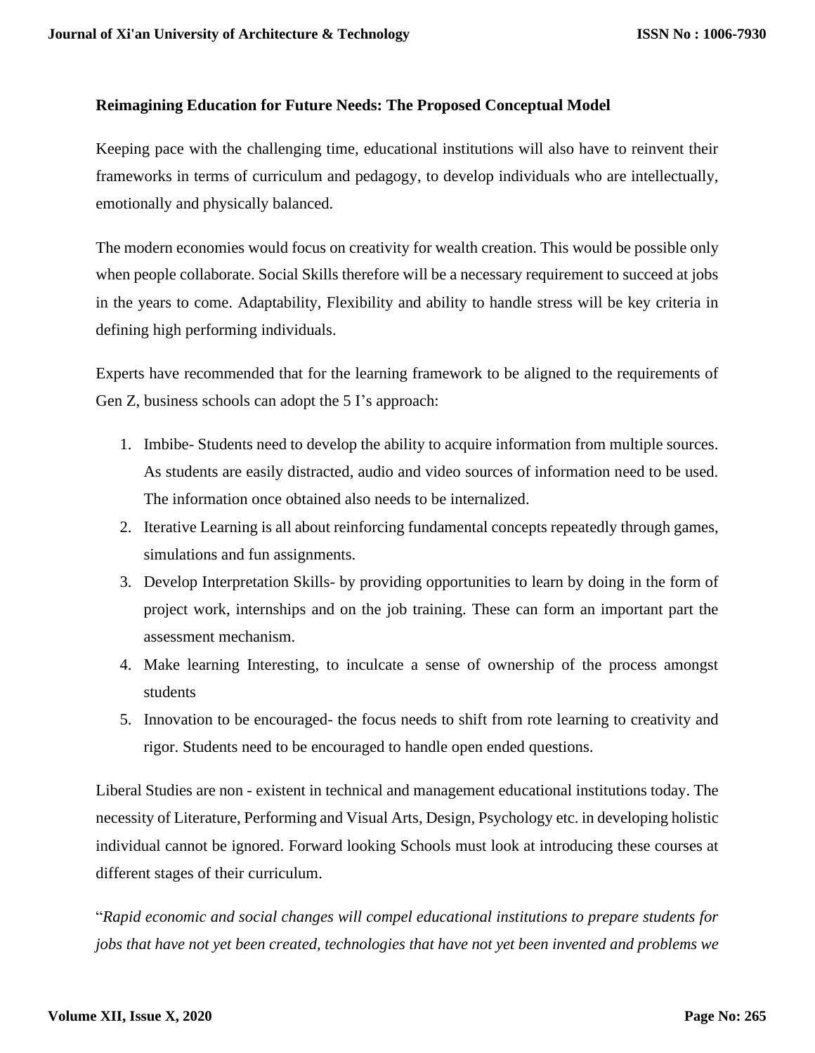**Reimagining Education for Future Needs: The Proposed Conceptual Model**

Keeping pace with the challenging time, educational institutions will also have to reinvent their frameworks in terms of curriculum and pedagogy, to develop individuals who are intellectually, emotionally and physically balanced.

The modern economies would focus on creativity for wealth creation. This would be possible only when people collaborate. Social Skills therefore will be a necessary requirement to succeed at jobs in the years to come. Adaptability, Flexibility and ability to handle stress will be key criteria in defining high performing individuals.

Experts have recommended that for the learning framework to be aligned to the requirements of Gen Z, business schools can adopt the 5 I's approach:

1. Imbibe- Students need to develop the ability to acquire information from multiple sources. As students are easily distracted, audio and video sources of information need to be used. The information once obtained also needs to be internalized.
2. Iterative Learning is all about reinforcing fundamental concepts repeatedly through games, simulations and fun assignments.
3. Develop Interpretation Skills- by providing opportunities to learn by doing in the form of project work, internships and on the job training. These can form an important part the assessment mechanism.
4. Make learning Interesting, to inculcate a sense of ownership of the process amongst students
5. Innovation to be encouraged- the focus needs to shift from rote learning to creativity and rigor. Students need to be encouraged to handle open ended questions.

Liberal Studies are non - existent in technical and management educational institutions today. The necessity of Literature, Performing and Visual Arts, Design, Psychology etc. in developing holistic individual cannot be ignored. Forward looking Schools must look at introducing these courses at different stages of their curriculum.

"*Rapid economic and social changes will compel educational institutions to prepare students for jobs that have not yet been created, technologies that have not yet been invented and problems we*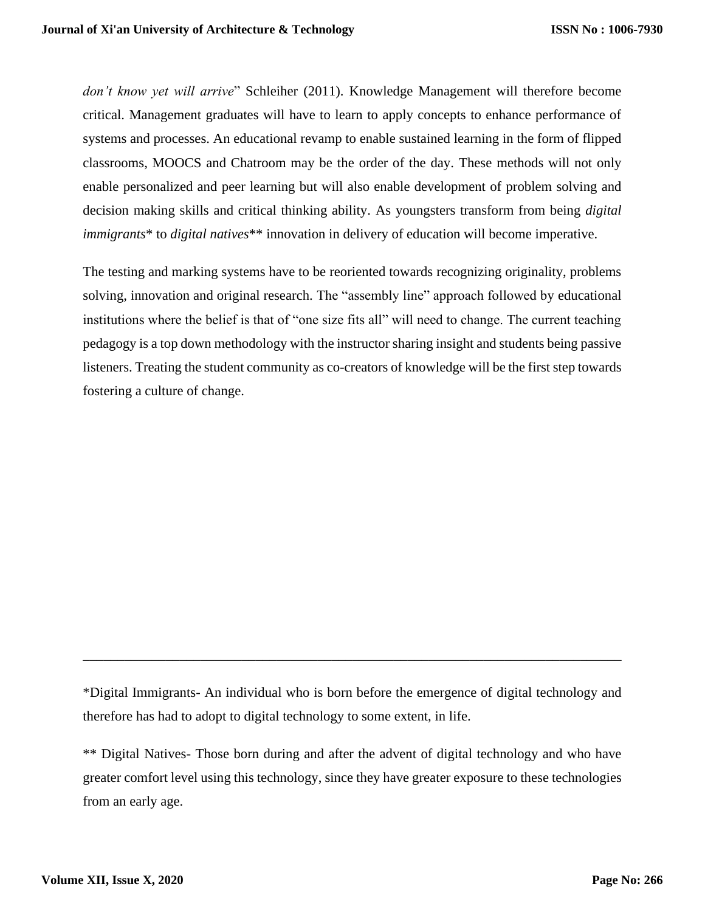*don't know yet will arrive*" Schleiher (2011). Knowledge Management will therefore become critical. Management graduates will have to learn to apply concepts to enhance performance of systems and processes. An educational revamp to enable sustained learning in the form of flipped classrooms, MOOCS and Chatroom may be the order of the day. These methods will not only enable personalized and peer learning but will also enable development of problem solving and decision making skills and critical thinking ability. As youngsters transform from being *digital immigrants** to *digital natives*** innovation in delivery of education will become imperative.

The testing and marking systems have to be reoriented towards recognizing originality, problems solving, innovation and original research. The "assembly line" approach followed by educational institutions where the belief is that of "one size fits all" will need to change. The current teaching pedagogy is a top down methodology with the instructor sharing insight and students being passive listeners. Treating the student community as co-creators of knowledge will be the first step towards fostering a culture of change.

---

*Digital Immigrants- An individual who is born before the emergence of digital technology and therefore has had to adopt to digital technology to some extent, in life.

** Digital Natives- Those born during and after the advent of digital technology and who have greater comfort level using this technology, since they have greater exposure to these technologies from an early age.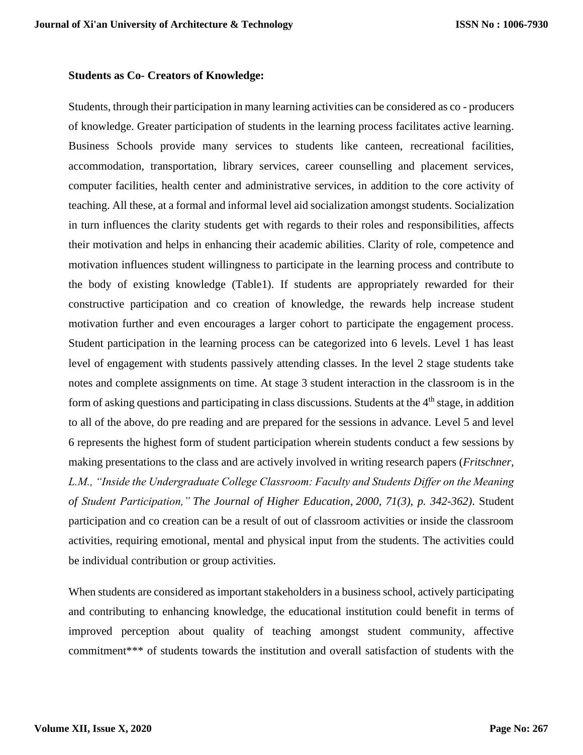**Students as Co- Creators of Knowledge:**

Students, through their participation in many learning activities can be considered as co - producers of knowledge. Greater participation of students in the learning process facilitates active learning. Business Schools provide many services to students like canteen, recreational facilities, accommodation, transportation, library services, career counselling and placement services, computer facilities, health center and administrative services, in addition to the core activity of teaching. All these, at a formal and informal level aid socialization amongst students. Socialization in turn influences the clarity students get with regards to their roles and responsibilities, affects their motivation and helps in enhancing their academic abilities. Clarity of role, competence and motivation influences student willingness to participate in the learning process and contribute to the body of existing knowledge (Table1). If students are appropriately rewarded for their constructive participation and co creation of knowledge, the rewards help increase student motivation further and even encourages a larger cohort to participate the engagement process. Student participation in the learning process can be categorized into 6 levels. Level 1 has least level of engagement with students passively attending classes. In the level 2 stage students take notes and complete assignments on time. At stage 3 student interaction in the classroom is in the form of asking questions and participating in class discussions. Students at the 4th stage, in addition to all of the above, do pre reading and are prepared for the sessions in advance. Level 5 and level 6 represents the highest form of student participation wherein students conduct a few sessions by making presentations to the class and are actively involved in writing research papers (*Fritschner, L.M., "Inside the Undergraduate College Classroom: Faculty and Students Differ on the Meaning of Student Participation," The Journal of Higher Education, 2000, 71(3), p. 342-362)*. Student participation and co creation can be a result of out of classroom activities or inside the classroom activities, requiring emotional, mental and physical input from the students. The activities could be individual contribution or group activities.

When students are considered as important stakeholders in a business school, actively participating and contributing to enhancing knowledge, the educational institution could benefit in terms of improved perception about quality of teaching amongst student community, affective commitment*** of students towards the institution and overall satisfaction of students with the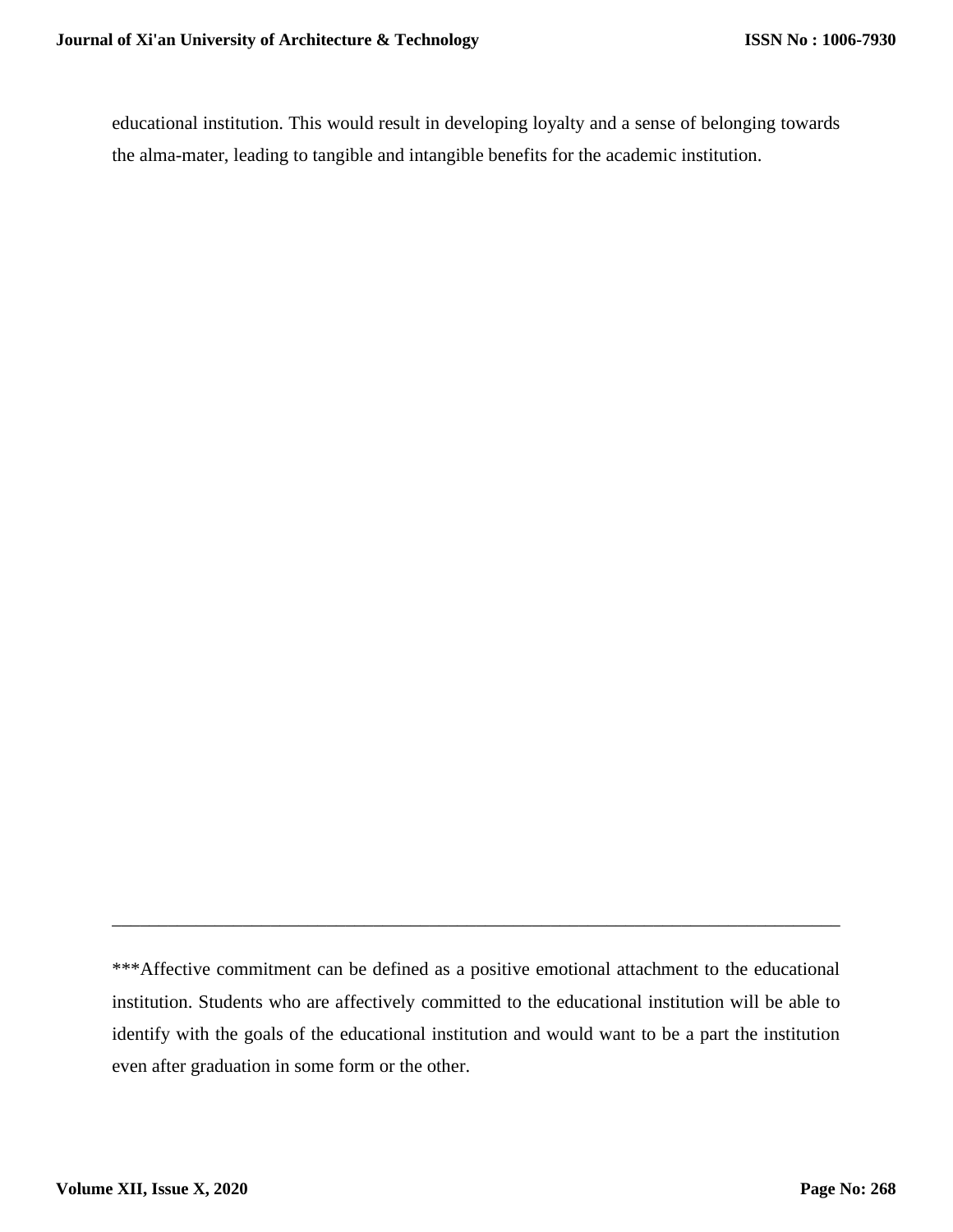educational institution. This would result in developing loyalty and a sense of belonging towards the alma-mater, leading to tangible and intangible benefits for the academic institution.

---

***Affective commitment can be defined as a positive emotional attachment to the educational institution. Students who are affectively committed to the educational institution will be able to identify with the goals of the educational institution and would want to be a part the institution even after graduation in some form or the other.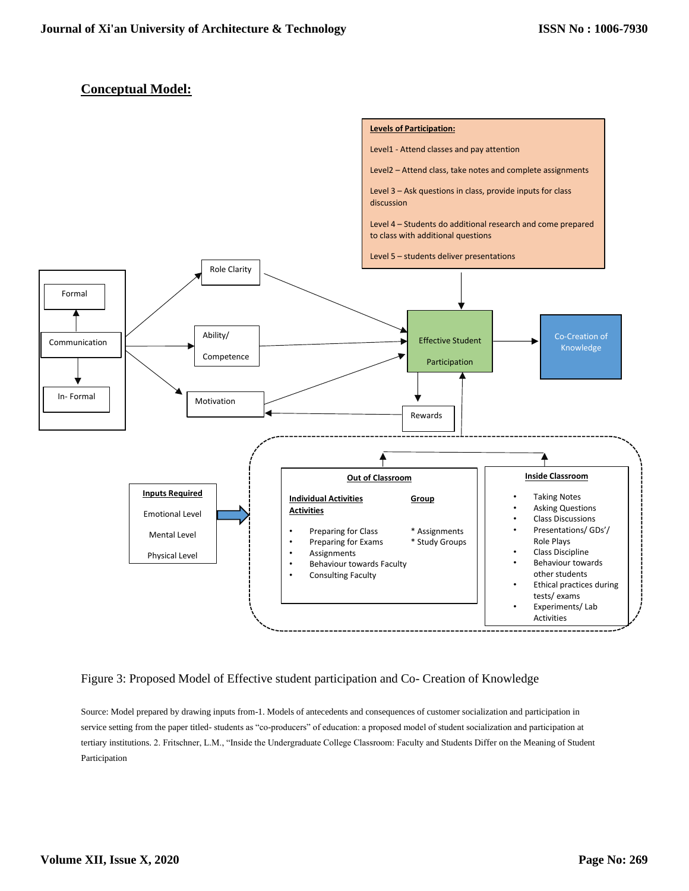## Conceptual Model:

**Levels of Participation:**

Level1 - Attend classes and pay attention

Level2 – Attend class, take notes and complete assignments

Level 3 – Ask questions in class, provide inputs for class discussion

Level 4 – Students do additional research and come prepared to class with additional questions

Level 5 – students deliver presentations

Formal

Communication

In- Formal

Role Clarity

Ability/ Competence

Motivation

Effective Student Participation

Co-Creation of Knowledge

Rewards

**Inputs Required**

Emotional Level

Mental Level

Physical Level

**Out of Classroom**

**Individual Activities**

- Preparing for Class
- Preparing for Exams
- Assignments
- Behaviour towards Faculty
- Consulting Faculty

**Group Activities**

* Assignments
* Study Groups

**Inside Classroom**

- Taking Notes
- Asking Questions
- Class Discussions
- Presentations/ GDs'/ Role Plays
- Class Discipline
- Behaviour towards other students
- Ethical practices during tests/ exams
- Experiments/ Lab Activities

Figure 3: Proposed Model of Effective student participation and Co- Creation of Knowledge

Source: Model prepared by drawing inputs from-1. Models of antecedents and consequences of customer socialization and participation in service setting from the paper titled- students as "co-producers" of education: a proposed model of student socialization and participation at tertiary institutions. 2. Fritschner, L.M., "Inside the Undergraduate College Classroom: Faculty and Students Differ on the Meaning of Student Participation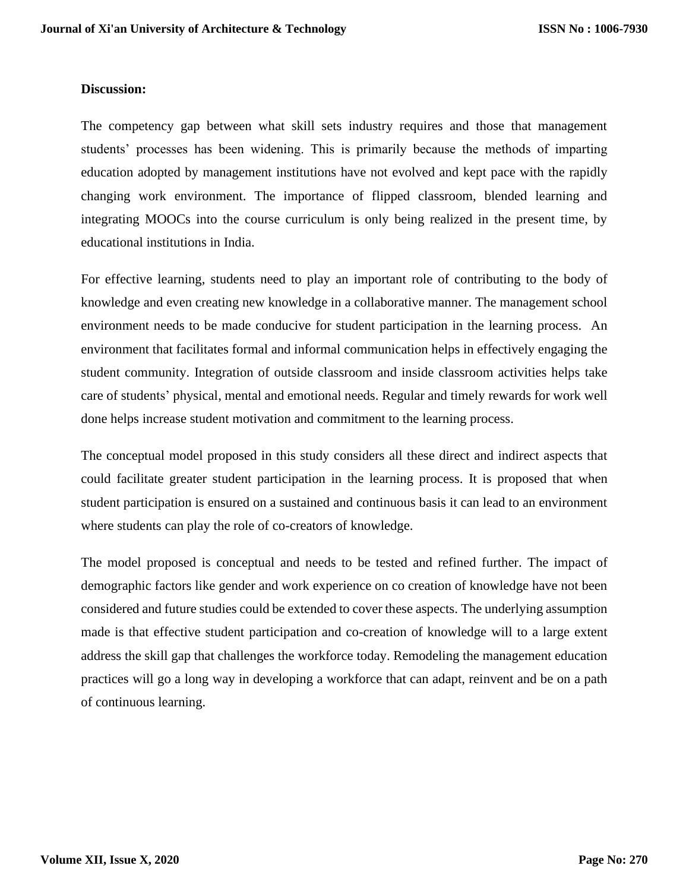**Discussion:**

The competency gap between what skill sets industry requires and those that management students' processes has been widening. This is primarily because the methods of imparting education adopted by management institutions have not evolved and kept pace with the rapidly changing work environment. The importance of flipped classroom, blended learning and integrating MOOCs into the course curriculum is only being realized in the present time, by educational institutions in India.

For effective learning, students need to play an important role of contributing to the body of knowledge and even creating new knowledge in a collaborative manner. The management school environment needs to be made conducive for student participation in the learning process. An environment that facilitates formal and informal communication helps in effectively engaging the student community. Integration of outside classroom and inside classroom activities helps take care of students' physical, mental and emotional needs. Regular and timely rewards for work well done helps increase student motivation and commitment to the learning process.

The conceptual model proposed in this study considers all these direct and indirect aspects that could facilitate greater student participation in the learning process. It is proposed that when student participation is ensured on a sustained and continuous basis it can lead to an environment where students can play the role of co-creators of knowledge.

The model proposed is conceptual and needs to be tested and refined further. The impact of demographic factors like gender and work experience on co creation of knowledge have not been considered and future studies could be extended to cover these aspects. The underlying assumption made is that effective student participation and co-creation of knowledge will to a large extent address the skill gap that challenges the workforce today. Remodeling the management education practices will go a long way in developing a workforce that can adapt, reinvent and be on a path of continuous learning.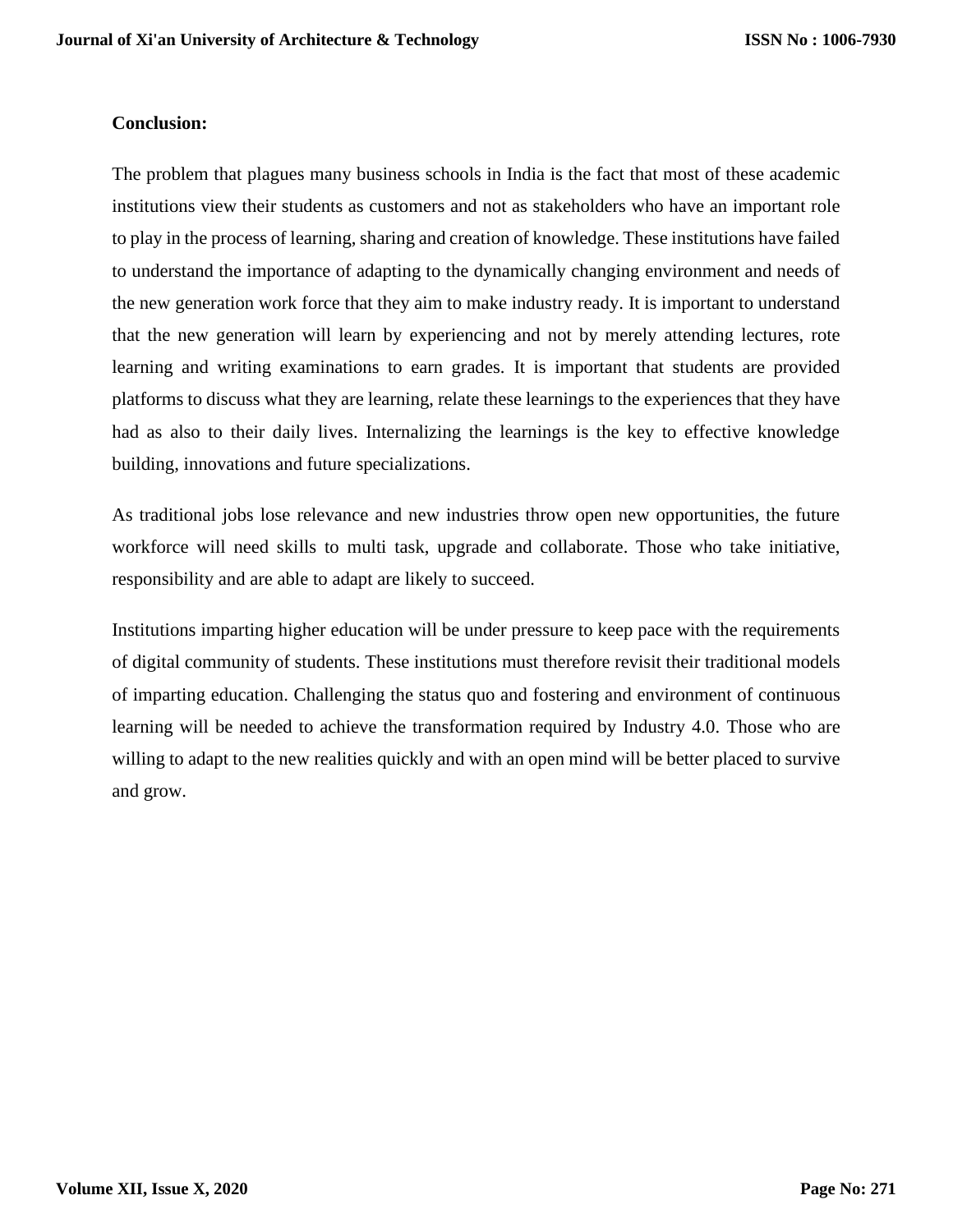**Conclusion:**

The problem that plagues many business schools in India is the fact that most of these academic institutions view their students as customers and not as stakeholders who have an important role to play in the process of learning, sharing and creation of knowledge. These institutions have failed to understand the importance of adapting to the dynamically changing environment and needs of the new generation work force that they aim to make industry ready. It is important to understand that the new generation will learn by experiencing and not by merely attending lectures, rote learning and writing examinations to earn grades. It is important that students are provided platforms to discuss what they are learning, relate these learnings to the experiences that they have had as also to their daily lives. Internalizing the learnings is the key to effective knowledge building, innovations and future specializations.

As traditional jobs lose relevance and new industries throw open new opportunities, the future workforce will need skills to multi task, upgrade and collaborate. Those who take initiative, responsibility and are able to adapt are likely to succeed.

Institutions imparting higher education will be under pressure to keep pace with the requirements of digital community of students. These institutions must therefore revisit their traditional models of imparting education. Challenging the status quo and fostering and environment of continuous learning will be needed to achieve the transformation required by Industry 4.0. Those who are willing to adapt to the new realities quickly and with an open mind will be better placed to survive and grow.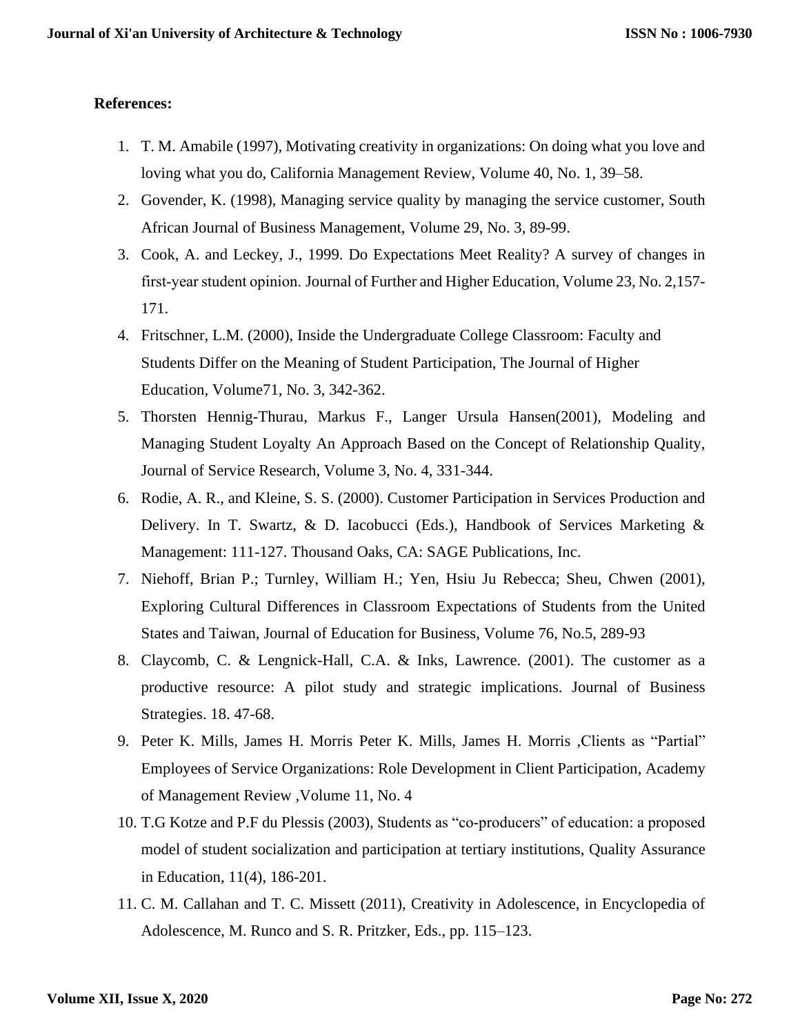**References:**

1. T. M. Amabile (1997), Motivating creativity in organizations: On doing what you love and loving what you do, California Management Review, Volume 40, No. 1, 39–58.
2. Govender, K. (1998), Managing service quality by managing the service customer, South African Journal of Business Management, Volume 29, No. 3, 89-99.
3. Cook, A. and Leckey, J., 1999. Do Expectations Meet Reality? A survey of changes in first-year student opinion. Journal of Further and Higher Education, Volume 23, No. 2,157-171.
4. Fritschner, L.M. (2000), Inside the Undergraduate College Classroom: Faculty and Students Differ on the Meaning of Student Participation, The Journal of Higher Education, Volume71, No. 3, 342-362.
5. Thorsten Hennig-Thurau, Markus F., Langer Ursula Hansen(2001), Modeling and Managing Student Loyalty An Approach Based on the Concept of Relationship Quality, Journal of Service Research, Volume 3, No. 4, 331-344.
6. Rodie, A. R., and Kleine, S. S. (2000). Customer Participation in Services Production and Delivery. In T. Swartz, & D. Iacobucci (Eds.), Handbook of Services Marketing & Management: 111-127. Thousand Oaks, CA: SAGE Publications, Inc.
7. Niehoff, Brian P.; Turnley, William H.; Yen, Hsiu Ju Rebecca; Sheu, Chwen (2001), Exploring Cultural Differences in Classroom Expectations of Students from the United States and Taiwan, Journal of Education for Business, Volume 76, No.5, 289-93
8. Claycomb, C. & Lengnick-Hall, C.A. & Inks, Lawrence. (2001). The customer as a productive resource: A pilot study and strategic implications. Journal of Business Strategies. 18. 47-68.
9. Peter K. Mills, James H. Morris Peter K. Mills, James H. Morris ,Clients as "Partial" Employees of Service Organizations: Role Development in Client Participation, Academy of Management Review ,Volume 11, No. 4
10. T.G Kotze and P.F du Plessis (2003), Students as "co-producers" of education: a proposed model of student socialization and participation at tertiary institutions, Quality Assurance in Education, 11(4), 186-201.
11. C. M. Callahan and T. C. Missett (2011), Creativity in Adolescence, in Encyclopedia of Adolescence, M. Runco and S. R. Pritzker, Eds., pp. 115–123.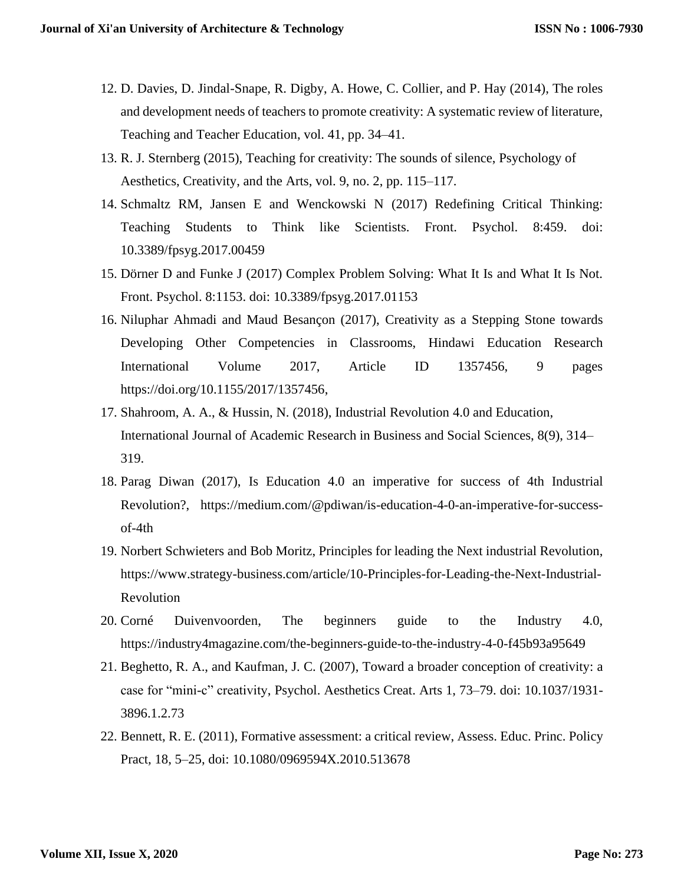12. D. Davies, D. Jindal-Snape, R. Digby, A. Howe, C. Collier, and P. Hay (2014), The roles and development needs of teachers to promote creativity: A systematic review of literature, Teaching and Teacher Education, vol. 41, pp. 34–41.
13. R. J. Sternberg (2015), Teaching for creativity: The sounds of silence, Psychology of Aesthetics, Creativity, and the Arts, vol. 9, no. 2, pp. 115–117.
14. Schmaltz RM, Jansen E and Wenckowski N (2017) Redefining Critical Thinking: Teaching Students to Think like Scientists. Front. Psychol. 8:459. doi: 10.3389/fpsyg.2017.00459
15. Dörner D and Funke J (2017) Complex Problem Solving: What It Is and What It Is Not. Front. Psychol. 8:1153. doi: 10.3389/fpsyg.2017.01153
16. Niluphar Ahmadi and Maud Besançon (2017), Creativity as a Stepping Stone towards Developing Other Competencies in Classrooms, Hindawi Education Research International Volume 2017, Article ID 1357456, 9 pages https://doi.org/10.1155/2017/1357456,
17. Shahroom, A. A., & Hussin, N. (2018), Industrial Revolution 4.0 and Education, International Journal of Academic Research in Business and Social Sciences, 8(9), 314–319.
18. Parag Diwan (2017), Is Education 4.0 an imperative for success of 4th Industrial Revolution?, https://medium.com/@pdiwan/is-education-4-0-an-imperative-for-success-of-4th
19. Norbert Schwieters and Bob Moritz, Principles for leading the Next industrial Revolution, https://www.strategy-business.com/article/10-Principles-for-Leading-the-Next-Industrial-Revolution
20. Corné Duivenvoorden, The beginners guide to the Industry 4.0, https://industry4magazine.com/the-beginners-guide-to-the-industry-4-0-f45b93a95649
21. Beghetto, R. A., and Kaufman, J. C. (2007), Toward a broader conception of creativity: a case for "mini-c" creativity, Psychol. Aesthetics Creat. Arts 1, 73–79. doi: 10.1037/1931-3896.1.2.73
22. Bennett, R. E. (2011), Formative assessment: a critical review, Assess. Educ. Princ. Policy Pract, 18, 5–25, doi: 10.1080/0969594X.2010.513678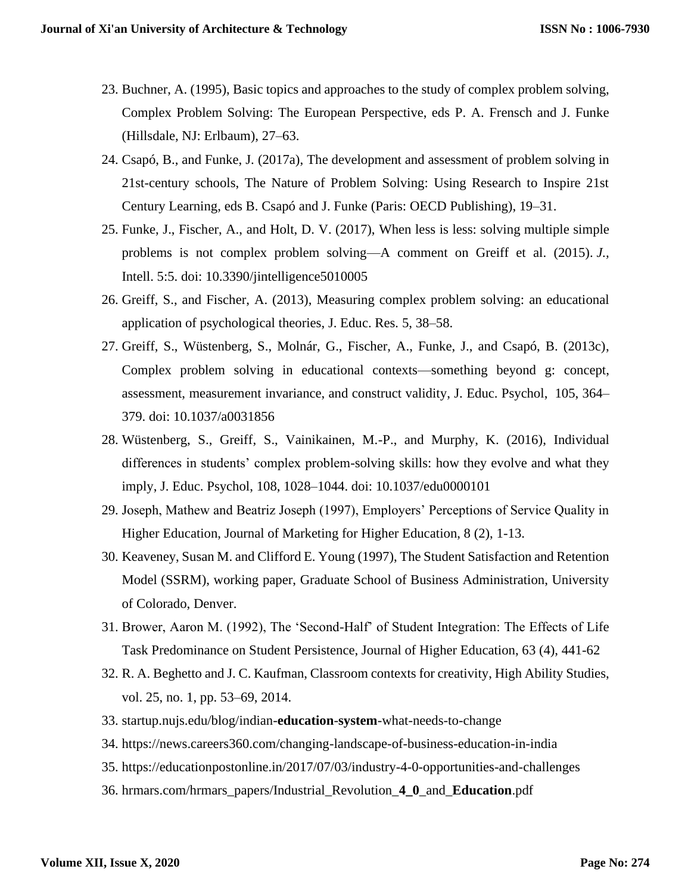23. Buchner, A. (1995), Basic topics and approaches to the study of complex problem solving, Complex Problem Solving: The European Perspective, eds P. A. Frensch and J. Funke (Hillsdale, NJ: Erlbaum), 27–63.
24. Csapó, B., and Funke, J. (2017a), The development and assessment of problem solving in 21st-century schools, The Nature of Problem Solving: Using Research to Inspire 21st Century Learning, eds B. Csapó and J. Funke (Paris: OECD Publishing), 19–31.
25. Funke, J., Fischer, A., and Holt, D. V. (2017), When less is less: solving multiple simple problems is not complex problem solving—A comment on Greiff et al. (2015). *J.*, Intell. 5:5. doi: 10.3390/jintelligence5010005
26. Greiff, S., and Fischer, A. (2013), Measuring complex problem solving: an educational application of psychological theories, J. Educ. Res. 5, 38–58.
27. Greiff, S., Wüstenberg, S., Molnár, G., Fischer, A., Funke, J., and Csapó, B. (2013c), Complex problem solving in educational contexts—something beyond g: concept, assessment, measurement invariance, and construct validity, J. Educ. Psychol, 105, 364–379. doi: 10.1037/a0031856
28. Wüstenberg, S., Greiff, S., Vainikainen, M.-P., and Murphy, K. (2016), Individual differences in students' complex problem-solving skills: how they evolve and what they imply, J. Educ. Psychol, 108, 1028–1044. doi: 10.1037/edu0000101
29. Joseph, Mathew and Beatriz Joseph (1997), Employers' Perceptions of Service Quality in Higher Education, Journal of Marketing for Higher Education, 8 (2), 1-13.
30. Keaveney, Susan M. and Clifford E. Young (1997), The Student Satisfaction and Retention Model (SSRM), working paper, Graduate School of Business Administration, University of Colorado, Denver.
31. Brower, Aaron M. (1992), The 'Second-Half' of Student Integration: The Effects of Life Task Predominance on Student Persistence, Journal of Higher Education, 63 (4), 441-62
32. R. A. Beghetto and J. C. Kaufman, Classroom contexts for creativity, High Ability Studies, vol. 25, no. 1, pp. 53–69, 2014.
33. startup.nujs.edu/blog/indian-**education-system**-what-needs-to-change
34. https://news.careers360.com/changing-landscape-of-business-education-in-india
35. https://educationpostonline.in/2017/07/03/industry-4-0-opportunities-and-challenges
36. hrmars.com/hrmars_papers/Industrial_Revolution_**4_0**_and_**Education**.pdf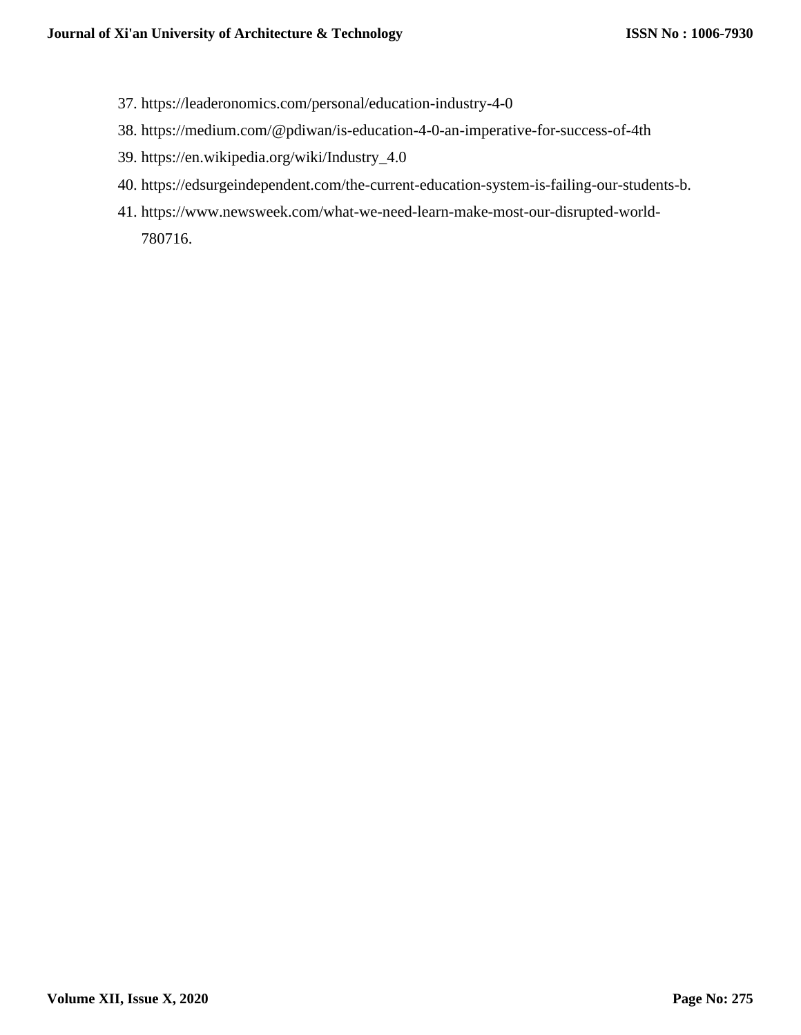37. https://leaderonomics.com/personal/education-industry-4-0
38. https://medium.com/@pdiwan/is-education-4-0-an-imperative-for-success-of-4th
39. https://en.wikipedia.org/wiki/Industry_4.0
40. https://edsurgeindependent.com/the-current-education-system-is-failing-our-students-b.
41. https://www.newsweek.com/what-we-need-learn-make-most-our-disrupted-world-780716.